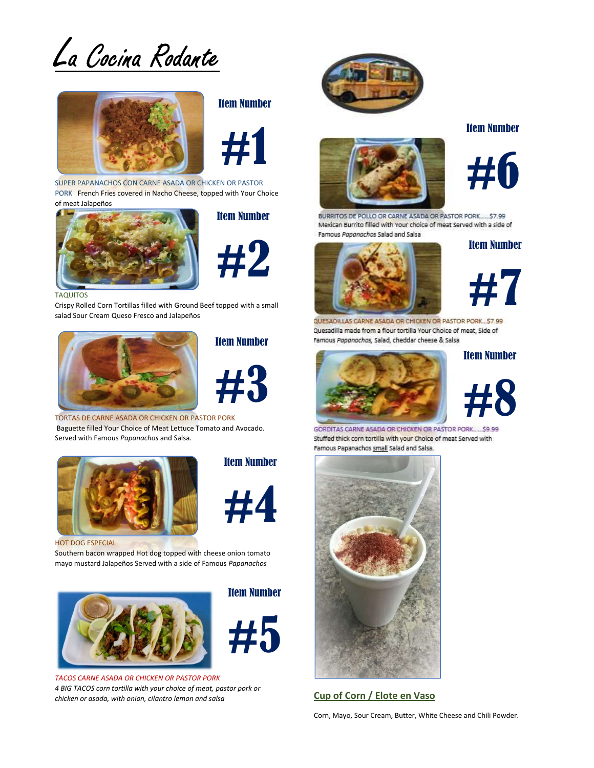# La Cocina Rodante

## Item Number #1

SUPER PAPANACHOS CON CARNE ASADA OR CHICKEN OR PASTOR PORK French Fries covered in Nacho Cheese, topped with Your Choice of meat Jalapeños

## Item Number #2

TAQUITOS
Crispy Rolled Corn Tortillas filled with Ground Beef topped with a small salad Sour Cream Queso Fresco and Jalapeños

## Item Number #3

TORTAS DE CARNE ASADA OR CHICKEN OR PASTOR PORK
Baguette filled Your Choice of Meat Lettuce Tomato and Avocado. Served with Famous *Papanachos* and Salsa.

## Item Number #4

HOT DOG ESPECIAL
Southern bacon wrapped Hot dog topped with cheese onion tomato mayo mustard Jalapeños Served with a side of Famous *Papanachos*

## Item Number #5

*TACOS CARNE ASADA OR CHICKEN OR PASTOR PORK*
*4 BIG TACOS corn tortilla with your choice of meat, pastor pork or chicken or asada, with onion, cilantro lemon and salsa*

## Item Number #6

BURRITOS DE POLLO OR CARNE ASADA OR PASTOR PORK......$7.99
Mexican Burrito filled with Your choice of meat Served with a side of Famous *Papanachos* Salad and Salsa

## Item Number #7

QUESADILLAS CARNE ASADA OR CHICKEN OR PASTOR PORK...$7.99
Quesadilla made from a flour tortilla Your Choice of meat, Side of Famous *Papanachos*, Salad, cheddar cheese & Salsa

## Item Number #8

GORDITAS CARNE ASADA OR CHICKEN OR PASTOR PORK......$9.99
Stuffed thick corn tortilla with your Choice of meat Served with Famous Papanachos small Salad and Salsa.

**Cup of Corn / Elote en Vaso**

Corn, Mayo, Sour Cream, Butter, White Cheese and Chili Powder.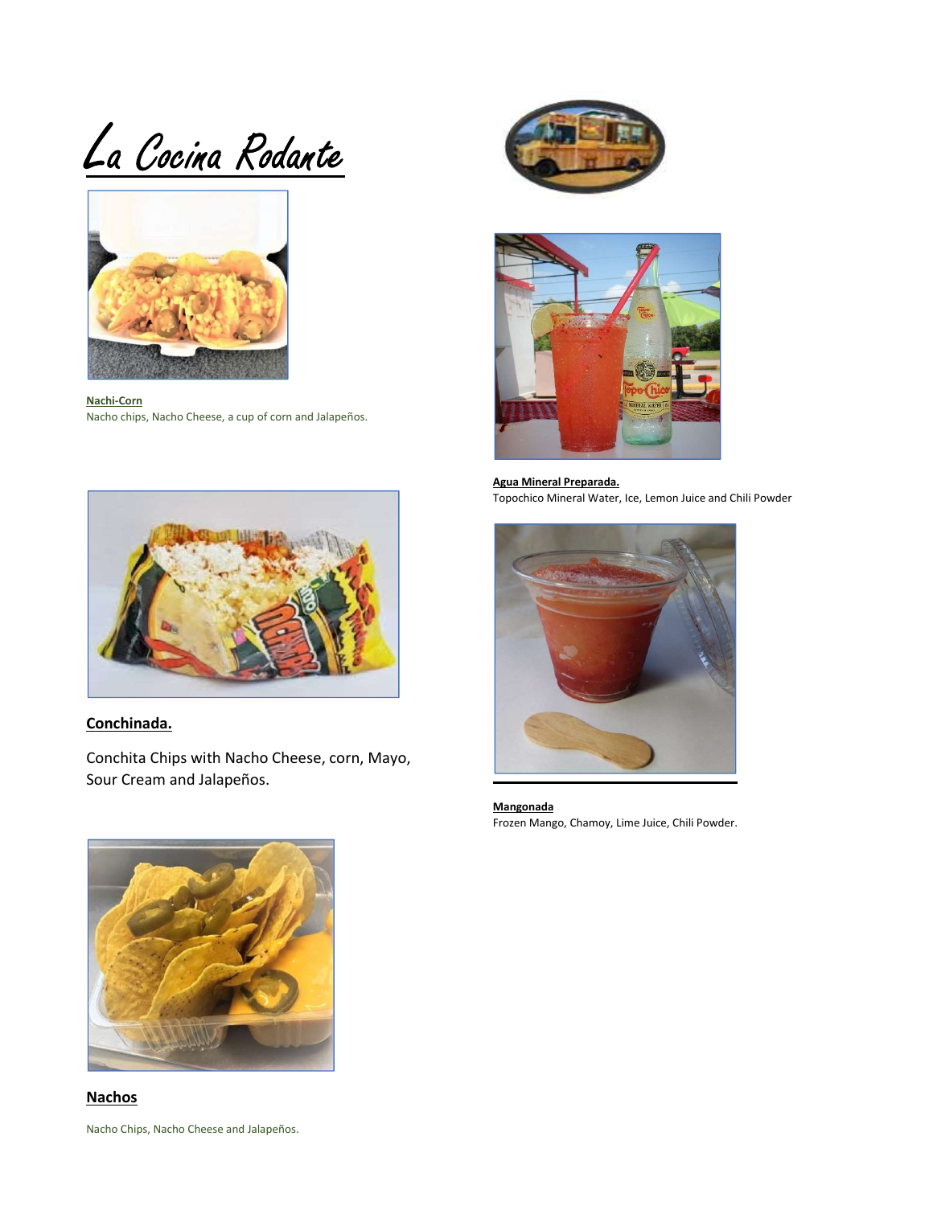# La Cocina Rodante

**Nachi-Corn**

Nacho chips, Nacho Cheese, a cup of corn and Jalapeños.

**Conchinada.**

Conchita Chips with Nacho Cheese, corn, Mayo, Sour Cream and Jalapeños.

**Nachos**

Nacho Chips, Nacho Cheese and Jalapeños.

**Agua Mineral Preparada.**

Topochico Mineral Water, Ice, Lemon Juice and Chili Powder

**Mangonada**

Frozen Mango, Chamoy, Lime Juice, Chili Powder.